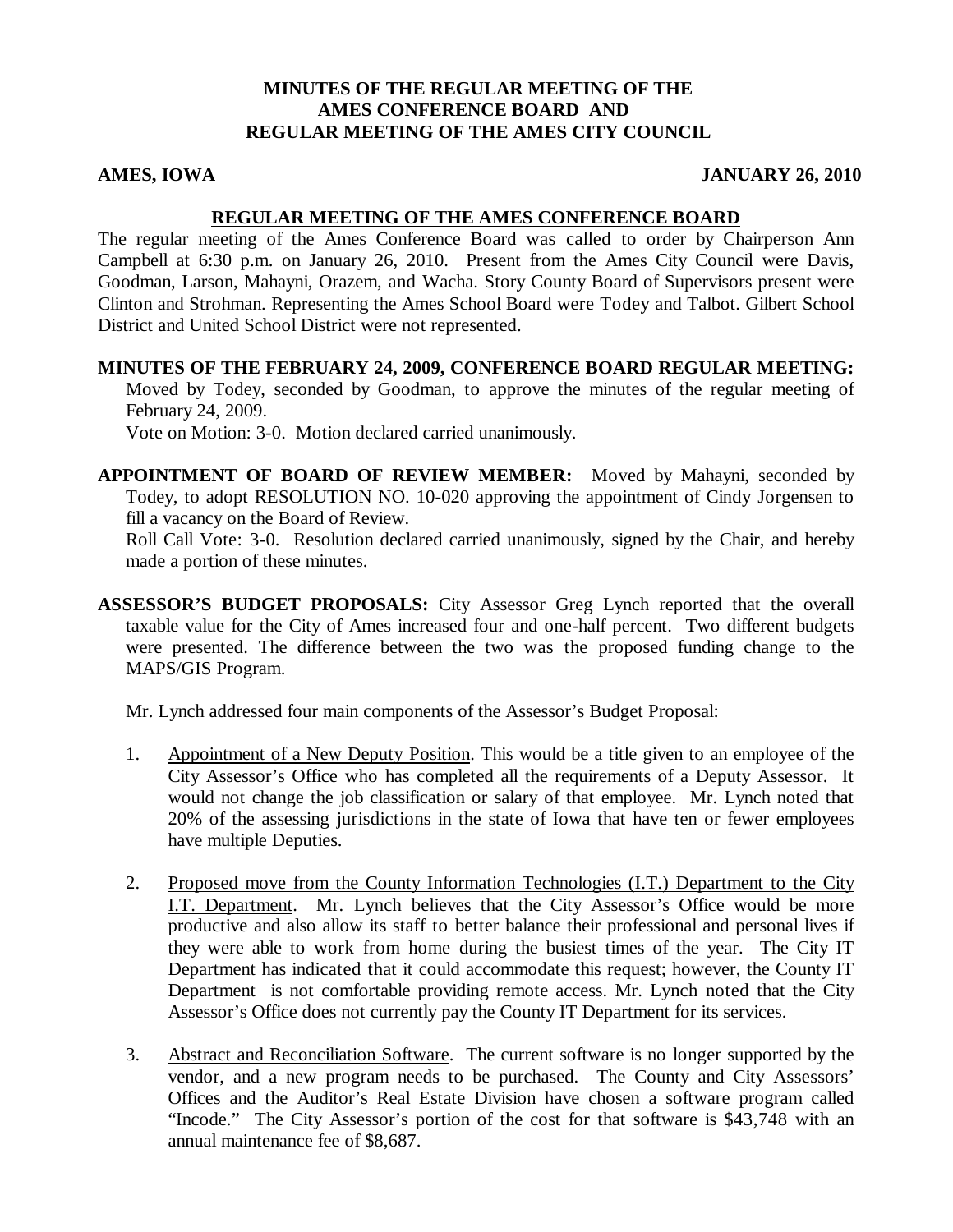# MINUTES OF THE REGULAR MEETING OF THE AMES CONFERENCE BOARD AND REGULAR MEETING OF THE AMES CITY COUNCIL

**AMES, IOWA** **JANUARY 26, 2010**

## REGULAR MEETING OF THE AMES CONFERENCE BOARD

The regular meeting of the Ames Conference Board was called to order by Chairperson Ann Campbell at 6:30 p.m. on January 26, 2010. Present from the Ames City Council were Davis, Goodman, Larson, Mahayni, Orazem, and Wacha. Story County Board of Supervisors present were Clinton and Strohman. Representing the Ames School Board were Todey and Talbot. Gilbert School District and United School District were not represented.

**MINUTES OF THE FEBRUARY 24, 2009, CONFERENCE BOARD REGULAR MEETING:** Moved by Todey, seconded by Goodman, to approve the minutes of the regular meeting of February 24, 2009.
Vote on Motion: 3-0. Motion declared carried unanimously.

**APPOINTMENT OF BOARD OF REVIEW MEMBER:** Moved by Mahayni, seconded by Todey, to adopt RESOLUTION NO. 10-020 approving the appointment of Cindy Jorgensen to fill a vacancy on the Board of Review.
Roll Call Vote: 3-0. Resolution declared carried unanimously, signed by the Chair, and hereby made a portion of these minutes.

**ASSESSOR'S BUDGET PROPOSALS:** City Assessor Greg Lynch reported that the overall taxable value for the City of Ames increased four and one-half percent. Two different budgets were presented. The difference between the two was the proposed funding change to the MAPS/GIS Program.

Mr. Lynch addressed four main components of the Assessor's Budget Proposal:

1. Appointment of a New Deputy Position. This would be a title given to an employee of the City Assessor's Office who has completed all the requirements of a Deputy Assessor. It would not change the job classification or salary of that employee. Mr. Lynch noted that 20% of the assessing jurisdictions in the state of Iowa that have ten or fewer employees have multiple Deputies.

2. Proposed move from the County Information Technologies (I.T.) Department to the City I.T. Department. Mr. Lynch believes that the City Assessor's Office would be more productive and also allow its staff to better balance their professional and personal lives if they were able to work from home during the busiest times of the year. The City IT Department has indicated that it could accommodate this request; however, the County IT Department is not comfortable providing remote access. Mr. Lynch noted that the City Assessor's Office does not currently pay the County IT Department for its services.

3. Abstract and Reconciliation Software. The current software is no longer supported by the vendor, and a new program needs to be purchased. The County and City Assessors' Offices and the Auditor's Real Estate Division have chosen a software program called "Incode." The City Assessor's portion of the cost for that software is $43,748 with an annual maintenance fee of $8,687.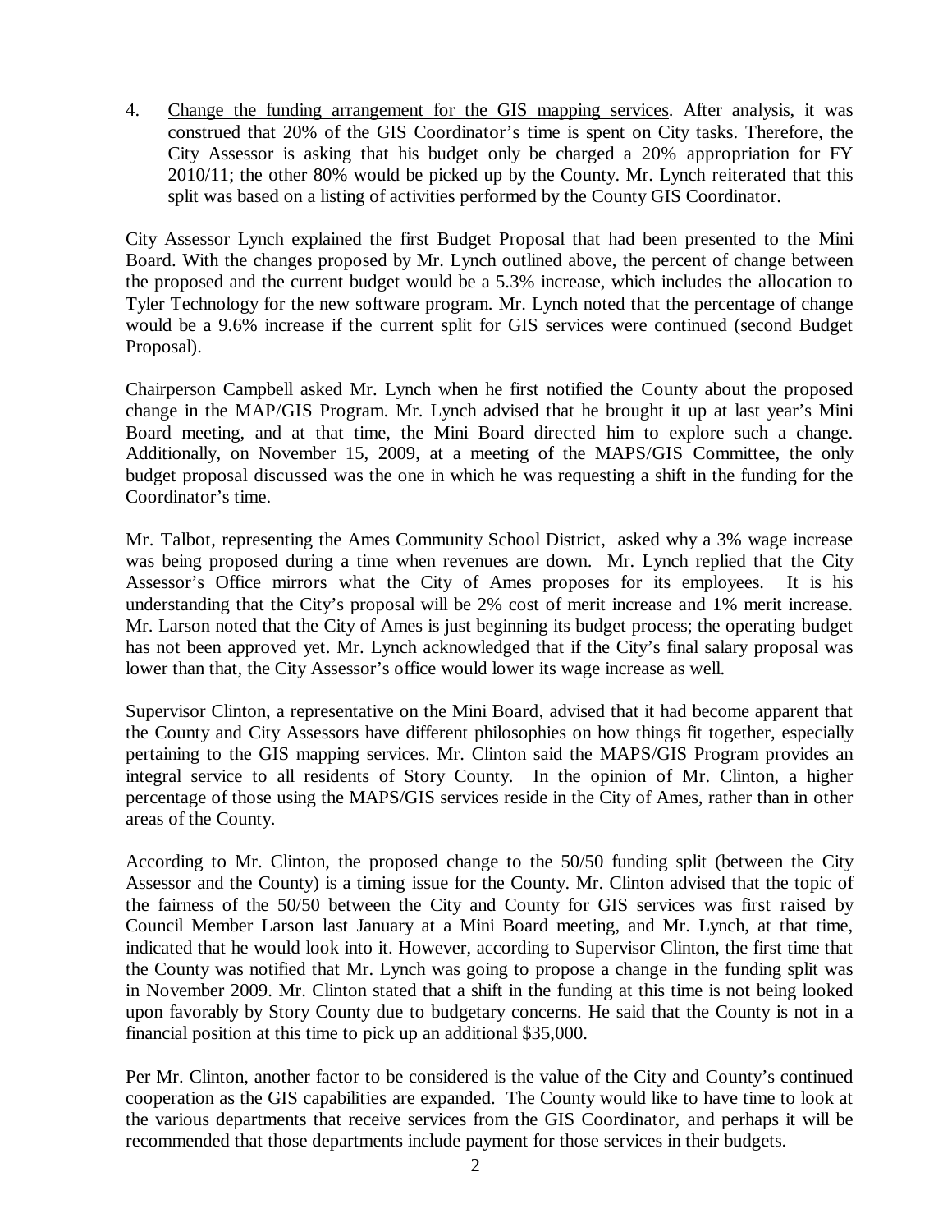4. <u>Change the funding arrangement for the GIS mapping services</u>. After analysis, it was construed that 20% of the GIS Coordinator's time is spent on City tasks. Therefore, the City Assessor is asking that his budget only be charged a 20% appropriation for FY 2010/11; the other 80% would be picked up by the County. Mr. Lynch reiterated that this split was based on a listing of activities performed by the County GIS Coordinator.

City Assessor Lynch explained the first Budget Proposal that had been presented to the Mini Board. With the changes proposed by Mr. Lynch outlined above, the percent of change between the proposed and the current budget would be a 5.3% increase, which includes the allocation to Tyler Technology for the new software program. Mr. Lynch noted that the percentage of change would be a 9.6% increase if the current split for GIS services were continued (second Budget Proposal).

Chairperson Campbell asked Mr. Lynch when he first notified the County about the proposed change in the MAP/GIS Program. Mr. Lynch advised that he brought it up at last year's Mini Board meeting, and at that time, the Mini Board directed him to explore such a change. Additionally, on November 15, 2009, at a meeting of the MAPS/GIS Committee, the only budget proposal discussed was the one in which he was requesting a shift in the funding for the Coordinator's time.

Mr. Talbot, representing the Ames Community School District, asked why a 3% wage increase was being proposed during a time when revenues are down. Mr. Lynch replied that the City Assessor's Office mirrors what the City of Ames proposes for its employees. It is his understanding that the City's proposal will be 2% cost of merit increase and 1% merit increase. Mr. Larson noted that the City of Ames is just beginning its budget process; the operating budget has not been approved yet. Mr. Lynch acknowledged that if the City's final salary proposal was lower than that, the City Assessor's office would lower its wage increase as well.

Supervisor Clinton, a representative on the Mini Board, advised that it had become apparent that the County and City Assessors have different philosophies on how things fit together, especially pertaining to the GIS mapping services. Mr. Clinton said the MAPS/GIS Program provides an integral service to all residents of Story County. In the opinion of Mr. Clinton, a higher percentage of those using the MAPS/GIS services reside in the City of Ames, rather than in other areas of the County.

According to Mr. Clinton, the proposed change to the 50/50 funding split (between the City Assessor and the County) is a timing issue for the County. Mr. Clinton advised that the topic of the fairness of the 50/50 between the City and County for GIS services was first raised by Council Member Larson last January at a Mini Board meeting, and Mr. Lynch, at that time, indicated that he would look into it. However, according to Supervisor Clinton, the first time that the County was notified that Mr. Lynch was going to propose a change in the funding split was in November 2009. Mr. Clinton stated that a shift in the funding at this time is not being looked upon favorably by Story County due to budgetary concerns. He said that the County is not in a financial position at this time to pick up an additional $35,000.

Per Mr. Clinton, another factor to be considered is the value of the City and County's continued cooperation as the GIS capabilities are expanded. The County would like to have time to look at the various departments that receive services from the GIS Coordinator, and perhaps it will be recommended that those departments include payment for those services in their budgets.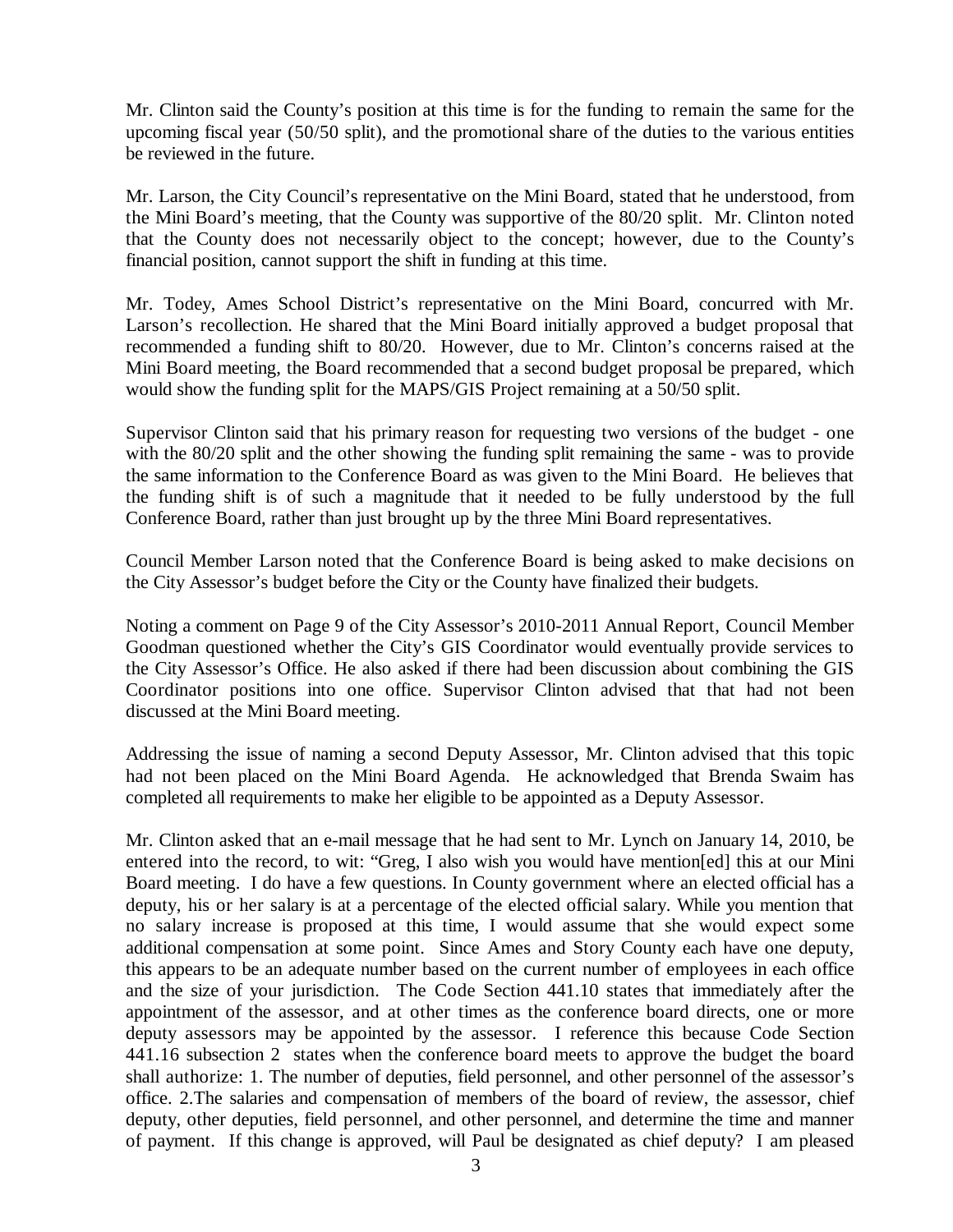Mr. Clinton said the County's position at this time is for the funding to remain the same for the upcoming fiscal year (50/50 split), and the promotional share of the duties to the various entities be reviewed in the future.

Mr. Larson, the City Council's representative on the Mini Board, stated that he understood, from the Mini Board's meeting, that the County was supportive of the 80/20 split. Mr. Clinton noted that the County does not necessarily object to the concept; however, due to the County's financial position, cannot support the shift in funding at this time.

Mr. Todey, Ames School District's representative on the Mini Board, concurred with Mr. Larson's recollection. He shared that the Mini Board initially approved a budget proposal that recommended a funding shift to 80/20. However, due to Mr. Clinton's concerns raised at the Mini Board meeting, the Board recommended that a second budget proposal be prepared, which would show the funding split for the MAPS/GIS Project remaining at a 50/50 split.

Supervisor Clinton said that his primary reason for requesting two versions of the budget - one with the 80/20 split and the other showing the funding split remaining the same - was to provide the same information to the Conference Board as was given to the Mini Board. He believes that the funding shift is of such a magnitude that it needed to be fully understood by the full Conference Board, rather than just brought up by the three Mini Board representatives.

Council Member Larson noted that the Conference Board is being asked to make decisions on the City Assessor's budget before the City or the County have finalized their budgets.

Noting a comment on Page 9 of the City Assessor's 2010-2011 Annual Report, Council Member Goodman questioned whether the City's GIS Coordinator would eventually provide services to the City Assessor's Office. He also asked if there had been discussion about combining the GIS Coordinator positions into one office. Supervisor Clinton advised that that had not been discussed at the Mini Board meeting.

Addressing the issue of naming a second Deputy Assessor, Mr. Clinton advised that this topic had not been placed on the Mini Board Agenda. He acknowledged that Brenda Swaim has completed all requirements to make her eligible to be appointed as a Deputy Assessor.

Mr. Clinton asked that an e-mail message that he had sent to Mr. Lynch on January 14, 2010, be entered into the record, to wit: "Greg, I also wish you would have mention[ed] this at our Mini Board meeting. I do have a few questions. In County government where an elected official has a deputy, his or her salary is at a percentage of the elected official salary. While you mention that no salary increase is proposed at this time, I would assume that she would expect some additional compensation at some point. Since Ames and Story County each have one deputy, this appears to be an adequate number based on the current number of employees in each office and the size of your jurisdiction. The Code Section 441.10 states that immediately after the appointment of the assessor, and at other times as the conference board directs, one or more deputy assessors may be appointed by the assessor. I reference this because Code Section 441.16 subsection 2 states when the conference board meets to approve the budget the board shall authorize: 1. The number of deputies, field personnel, and other personnel of the assessor's office. 2.The salaries and compensation of members of the board of review, the assessor, chief deputy, other deputies, field personnel, and other personnel, and determine the time and manner of payment. If this change is approved, will Paul be designated as chief deputy? I am pleased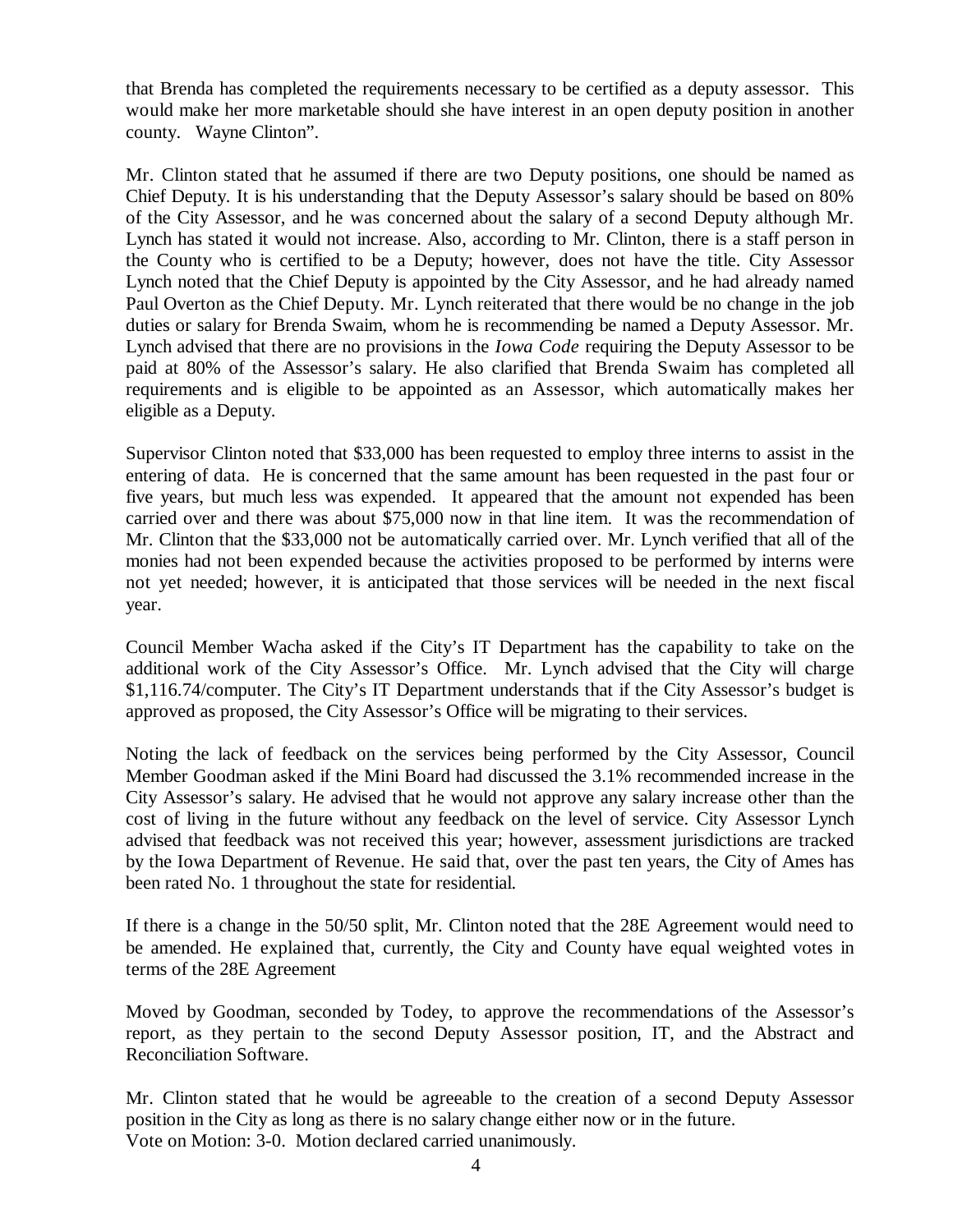that Brenda has completed the requirements necessary to be certified as a deputy assessor. This would make her more marketable should she have interest in an open deputy position in another county. Wayne Clinton".

Mr. Clinton stated that he assumed if there are two Deputy positions, one should be named as Chief Deputy. It is his understanding that the Deputy Assessor's salary should be based on 80% of the City Assessor, and he was concerned about the salary of a second Deputy although Mr. Lynch has stated it would not increase. Also, according to Mr. Clinton, there is a staff person in the County who is certified to be a Deputy; however, does not have the title. City Assessor Lynch noted that the Chief Deputy is appointed by the City Assessor, and he had already named Paul Overton as the Chief Deputy. Mr. Lynch reiterated that there would be no change in the job duties or salary for Brenda Swaim, whom he is recommending be named a Deputy Assessor. Mr. Lynch advised that there are no provisions in the *Iowa Code* requiring the Deputy Assessor to be paid at 80% of the Assessor's salary. He also clarified that Brenda Swaim has completed all requirements and is eligible to be appointed as an Assessor, which automatically makes her eligible as a Deputy.

Supervisor Clinton noted that $33,000 has been requested to employ three interns to assist in the entering of data. He is concerned that the same amount has been requested in the past four or five years, but much less was expended. It appeared that the amount not expended has been carried over and there was about $75,000 now in that line item. It was the recommendation of Mr. Clinton that the $33,000 not be automatically carried over. Mr. Lynch verified that all of the monies had not been expended because the activities proposed to be performed by interns were not yet needed; however, it is anticipated that those services will be needed in the next fiscal year.

Council Member Wacha asked if the City's IT Department has the capability to take on the additional work of the City Assessor's Office. Mr. Lynch advised that the City will charge $1,116.74/computer. The City's IT Department understands that if the City Assessor's budget is approved as proposed, the City Assessor's Office will be migrating to their services.

Noting the lack of feedback on the services being performed by the City Assessor, Council Member Goodman asked if the Mini Board had discussed the 3.1% recommended increase in the City Assessor's salary. He advised that he would not approve any salary increase other than the cost of living in the future without any feedback on the level of service. City Assessor Lynch advised that feedback was not received this year; however, assessment jurisdictions are tracked by the Iowa Department of Revenue. He said that, over the past ten years, the City of Ames has been rated No. 1 throughout the state for residential.

If there is a change in the 50/50 split, Mr. Clinton noted that the 28E Agreement would need to be amended. He explained that, currently, the City and County have equal weighted votes in terms of the 28E Agreement

Moved by Goodman, seconded by Todey, to approve the recommendations of the Assessor's report, as they pertain to the second Deputy Assessor position, IT, and the Abstract and Reconciliation Software.

Mr. Clinton stated that he would be agreeable to the creation of a second Deputy Assessor position in the City as long as there is no salary change either now or in the future.
Vote on Motion: 3-0. Motion declared carried unanimously.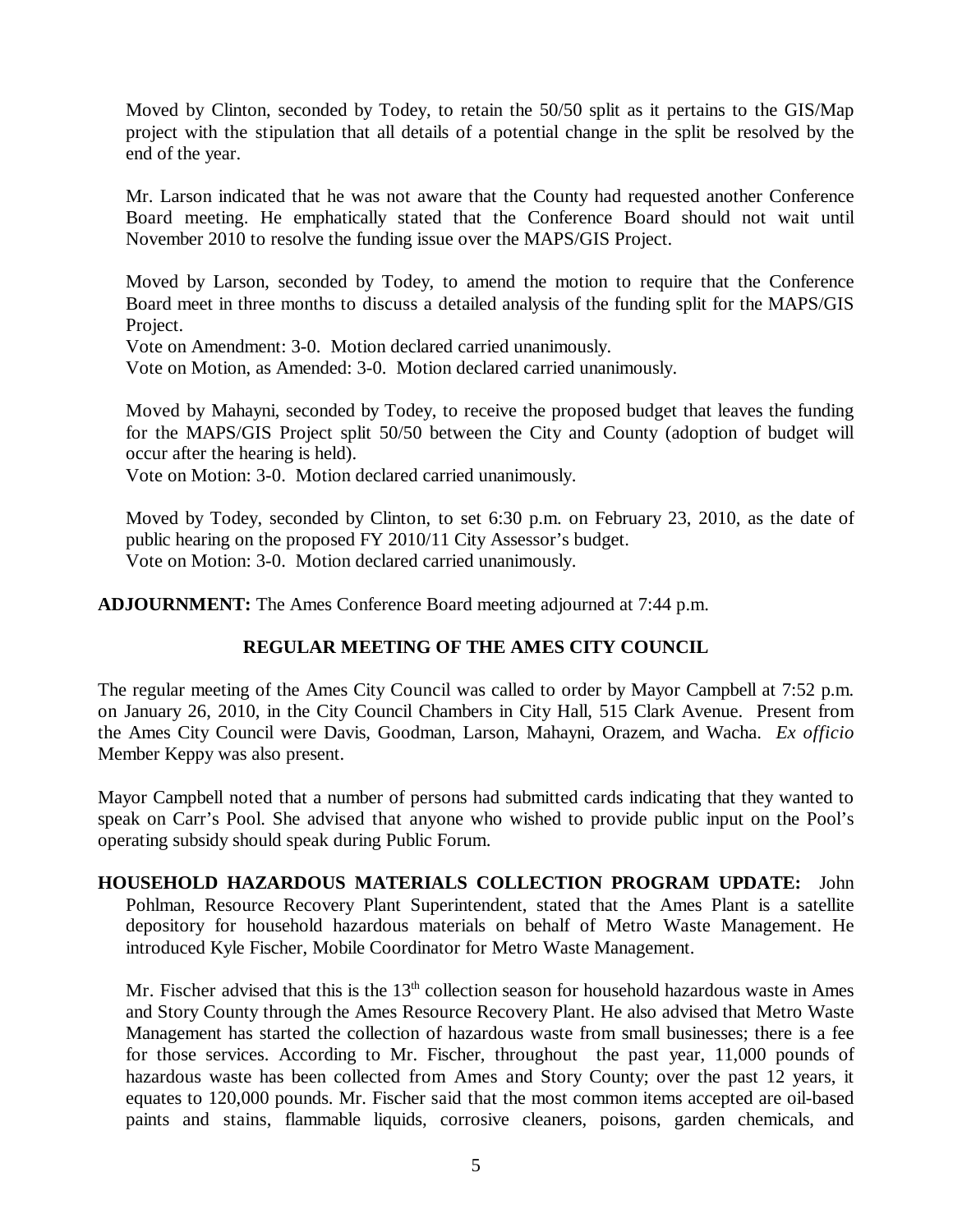Moved by Clinton, seconded by Todey, to retain the 50/50 split as it pertains to the GIS/Map project with the stipulation that all details of a potential change in the split be resolved by the end of the year.

Mr. Larson indicated that he was not aware that the County had requested another Conference Board meeting. He emphatically stated that the Conference Board should not wait until November 2010 to resolve the funding issue over the MAPS/GIS Project.

Moved by Larson, seconded by Todey, to amend the motion to require that the Conference Board meet in three months to discuss a detailed analysis of the funding split for the MAPS/GIS Project.
Vote on Amendment: 3-0. Motion declared carried unanimously.
Vote on Motion, as Amended: 3-0. Motion declared carried unanimously.

Moved by Mahayni, seconded by Todey, to receive the proposed budget that leaves the funding for the MAPS/GIS Project split 50/50 between the City and County (adoption of budget will occur after the hearing is held).
Vote on Motion: 3-0. Motion declared carried unanimously.

Moved by Todey, seconded by Clinton, to set 6:30 p.m. on February 23, 2010, as the date of public hearing on the proposed FY 2010/11 City Assessor's budget.
Vote on Motion: 3-0. Motion declared carried unanimously.

**ADJOURNMENT:** The Ames Conference Board meeting adjourned at 7:44 p.m.

## REGULAR MEETING OF THE AMES CITY COUNCIL

The regular meeting of the Ames City Council was called to order by Mayor Campbell at 7:52 p.m. on January 26, 2010, in the City Council Chambers in City Hall, 515 Clark Avenue. Present from the Ames City Council were Davis, Goodman, Larson, Mahayni, Orazem, and Wacha. *Ex officio* Member Keppy was also present.

Mayor Campbell noted that a number of persons had submitted cards indicating that they wanted to speak on Carr's Pool. She advised that anyone who wished to provide public input on the Pool's operating subsidy should speak during Public Forum.

**HOUSEHOLD HAZARDOUS MATERIALS COLLECTION PROGRAM UPDATE:** John Pohlman, Resource Recovery Plant Superintendent, stated that the Ames Plant is a satellite depository for household hazardous materials on behalf of Metro Waste Management. He introduced Kyle Fischer, Mobile Coordinator for Metro Waste Management.

Mr. Fischer advised that this is the 13th collection season for household hazardous waste in Ames and Story County through the Ames Resource Recovery Plant. He also advised that Metro Waste Management has started the collection of hazardous waste from small businesses; there is a fee for those services. According to Mr. Fischer, throughout the past year, 11,000 pounds of hazardous waste has been collected from Ames and Story County; over the past 12 years, it equates to 120,000 pounds. Mr. Fischer said that the most common items accepted are oil-based paints and stains, flammable liquids, corrosive cleaners, poisons, garden chemicals, and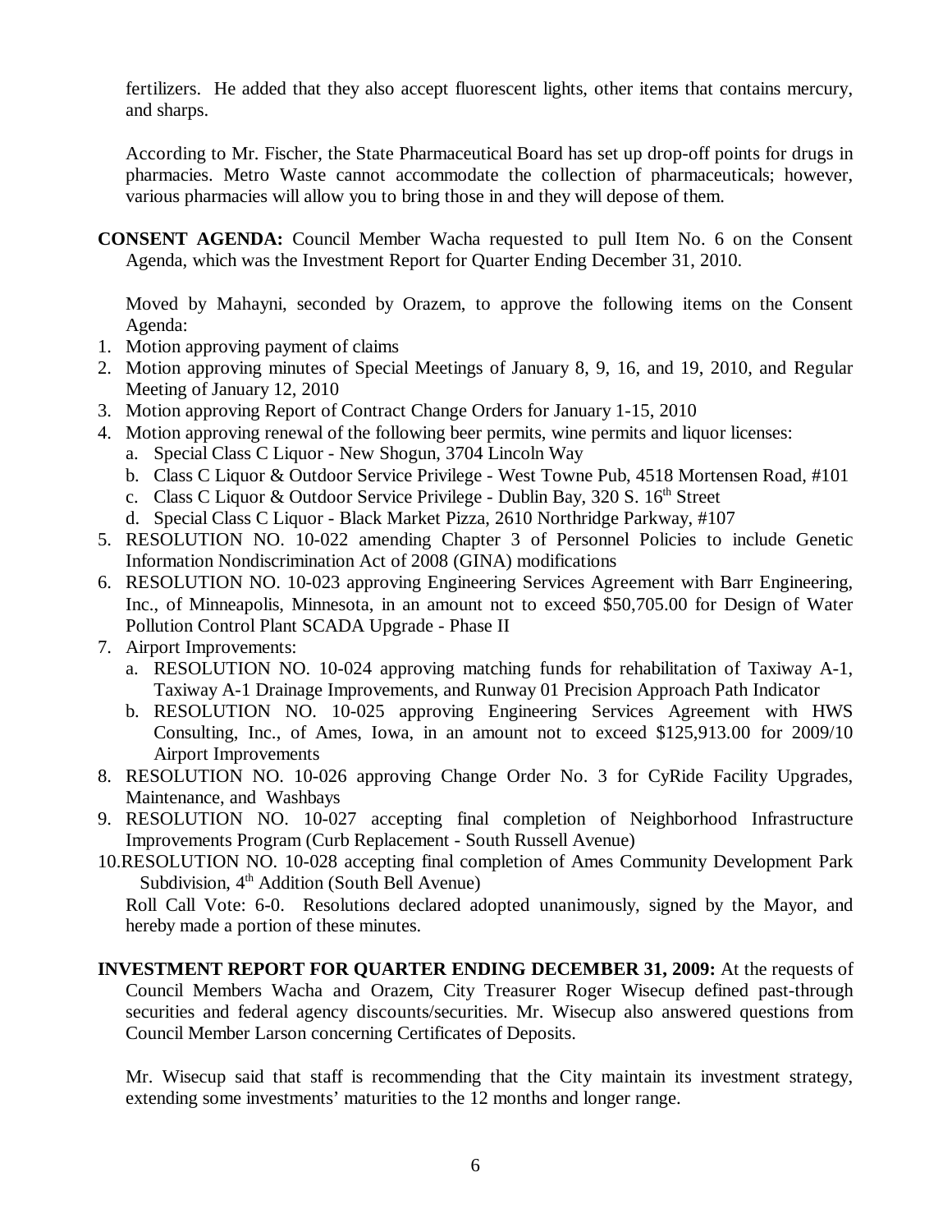fertilizers. He added that they also accept fluorescent lights, other items that contains mercury, and sharps.

According to Mr. Fischer, the State Pharmaceutical Board has set up drop-off points for drugs in pharmacies. Metro Waste cannot accommodate the collection of pharmaceuticals; however, various pharmacies will allow you to bring those in and they will depose of them.

**CONSENT AGENDA:** Council Member Wacha requested to pull Item No. 6 on the Consent Agenda, which was the Investment Report for Quarter Ending December 31, 2010.

Moved by Mahayni, seconded by Orazem, to approve the following items on the Consent Agenda:

1. Motion approving payment of claims
2. Motion approving minutes of Special Meetings of January 8, 9, 16, and 19, 2010, and Regular Meeting of January 12, 2010
3. Motion approving Report of Contract Change Orders for January 1-15, 2010
4. Motion approving renewal of the following beer permits, wine permits and liquor licenses:
   a. Special Class C Liquor - New Shogun, 3704 Lincoln Way
   b. Class C Liquor & Outdoor Service Privilege - West Towne Pub, 4518 Mortensen Road, #101
   c. Class C Liquor & Outdoor Service Privilege - Dublin Bay, 320 S. 16th Street
   d. Special Class C Liquor - Black Market Pizza, 2610 Northridge Parkway, #107
5. RESOLUTION NO. 10-022 amending Chapter 3 of Personnel Policies to include Genetic Information Nondiscrimination Act of 2008 (GINA) modifications
6. RESOLUTION NO. 10-023 approving Engineering Services Agreement with Barr Engineering, Inc., of Minneapolis, Minnesota, in an amount not to exceed $50,705.00 for Design of Water Pollution Control Plant SCADA Upgrade - Phase II
7. Airport Improvements:
   a. RESOLUTION NO. 10-024 approving matching funds for rehabilitation of Taxiway A-1, Taxiway A-1 Drainage Improvements, and Runway 01 Precision Approach Path Indicator
   b. RESOLUTION NO. 10-025 approving Engineering Services Agreement with HWS Consulting, Inc., of Ames, Iowa, in an amount not to exceed $125,913.00 for 2009/10 Airport Improvements
8. RESOLUTION NO. 10-026 approving Change Order No. 3 for CyRide Facility Upgrades, Maintenance, and Washbays
9. RESOLUTION NO. 10-027 accepting final completion of Neighborhood Infrastructure Improvements Program (Curb Replacement - South Russell Avenue)
10. RESOLUTION NO. 10-028 accepting final completion of Ames Community Development Park Subdivision, 4th Addition (South Bell Avenue)

Roll Call Vote: 6-0. Resolutions declared adopted unanimously, signed by the Mayor, and hereby made a portion of these minutes.

**INVESTMENT REPORT FOR QUARTER ENDING DECEMBER 31, 2009:** At the requests of Council Members Wacha and Orazem, City Treasurer Roger Wisecup defined past-through securities and federal agency discounts/securities. Mr. Wisecup also answered questions from Council Member Larson concerning Certificates of Deposits.

Mr. Wisecup said that staff is recommending that the City maintain its investment strategy, extending some investments' maturities to the 12 months and longer range.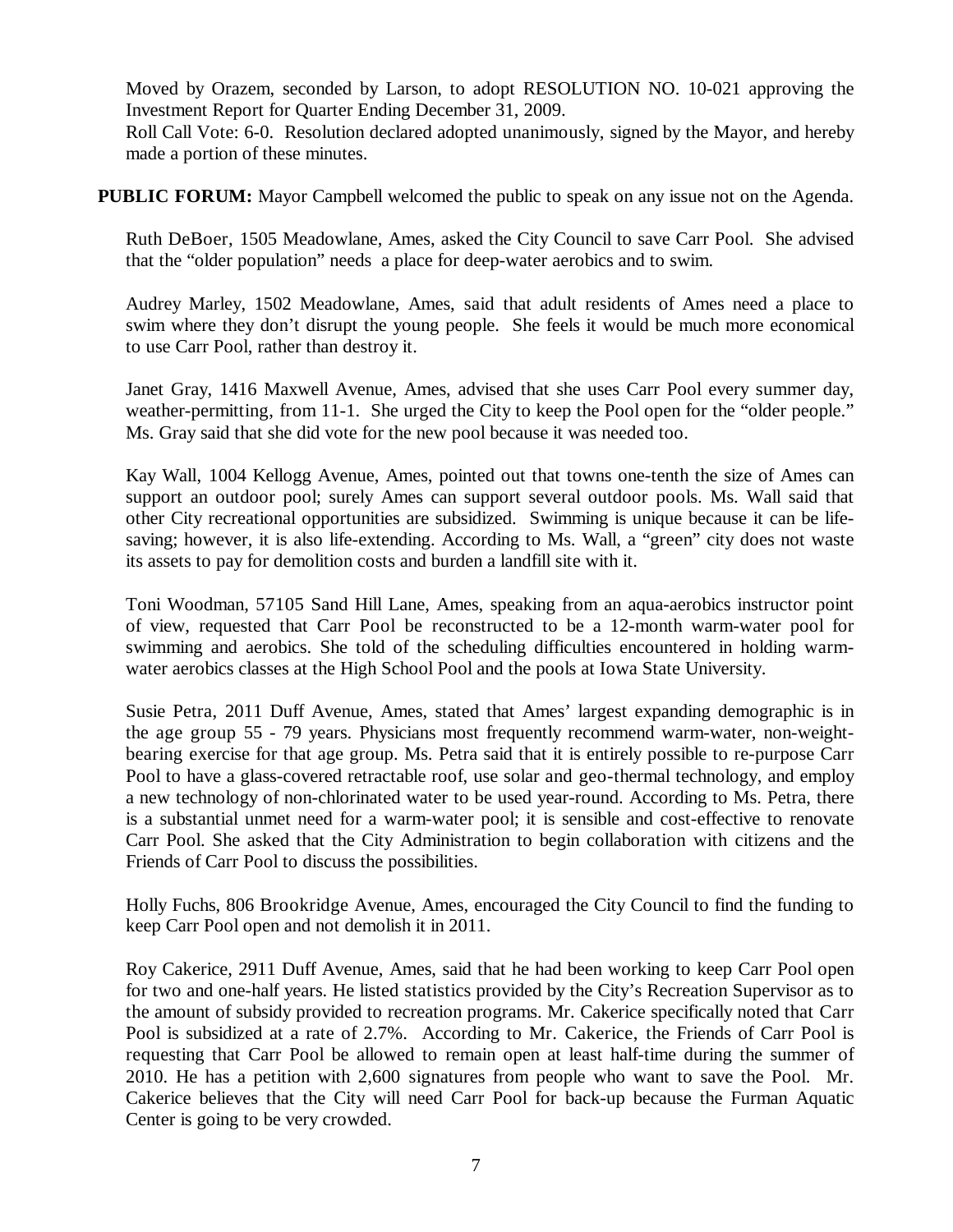Moved by Orazem, seconded by Larson, to adopt RESOLUTION NO. 10-021 approving the Investment Report for Quarter Ending December 31, 2009.

Roll Call Vote: 6-0. Resolution declared adopted unanimously, signed by the Mayor, and hereby made a portion of these minutes.

**PUBLIC FORUM:** Mayor Campbell welcomed the public to speak on any issue not on the Agenda.

Ruth DeBoer, 1505 Meadowlane, Ames, asked the City Council to save Carr Pool. She advised that the "older population" needs a place for deep-water aerobics and to swim.

Audrey Marley, 1502 Meadowlane, Ames, said that adult residents of Ames need a place to swim where they don't disrupt the young people. She feels it would be much more economical to use Carr Pool, rather than destroy it.

Janet Gray, 1416 Maxwell Avenue, Ames, advised that she uses Carr Pool every summer day, weather-permitting, from 11-1. She urged the City to keep the Pool open for the "older people." Ms. Gray said that she did vote for the new pool because it was needed too.

Kay Wall, 1004 Kellogg Avenue, Ames, pointed out that towns one-tenth the size of Ames can support an outdoor pool; surely Ames can support several outdoor pools. Ms. Wall said that other City recreational opportunities are subsidized. Swimming is unique because it can be life-saving; however, it is also life-extending. According to Ms. Wall, a "green" city does not waste its assets to pay for demolition costs and burden a landfill site with it.

Toni Woodman, 57105 Sand Hill Lane, Ames, speaking from an aqua-aerobics instructor point of view, requested that Carr Pool be reconstructed to be a 12-month warm-water pool for swimming and aerobics. She told of the scheduling difficulties encountered in holding warm-water aerobics classes at the High School Pool and the pools at Iowa State University.

Susie Petra, 2011 Duff Avenue, Ames, stated that Ames' largest expanding demographic is in the age group 55 - 79 years. Physicians most frequently recommend warm-water, non-weight-bearing exercise for that age group. Ms. Petra said that it is entirely possible to re-purpose Carr Pool to have a glass-covered retractable roof, use solar and geo-thermal technology, and employ a new technology of non-chlorinated water to be used year-round. According to Ms. Petra, there is a substantial unmet need for a warm-water pool; it is sensible and cost-effective to renovate Carr Pool. She asked that the City Administration to begin collaboration with citizens and the Friends of Carr Pool to discuss the possibilities.

Holly Fuchs, 806 Brookridge Avenue, Ames, encouraged the City Council to find the funding to keep Carr Pool open and not demolish it in 2011.

Roy Cakerice, 2911 Duff Avenue, Ames, said that he had been working to keep Carr Pool open for two and one-half years. He listed statistics provided by the City's Recreation Supervisor as to the amount of subsidy provided to recreation programs. Mr. Cakerice specifically noted that Carr Pool is subsidized at a rate of 2.7%. According to Mr. Cakerice, the Friends of Carr Pool is requesting that Carr Pool be allowed to remain open at least half-time during the summer of 2010. He has a petition with 2,600 signatures from people who want to save the Pool. Mr. Cakerice believes that the City will need Carr Pool for back-up because the Furman Aquatic Center is going to be very crowded.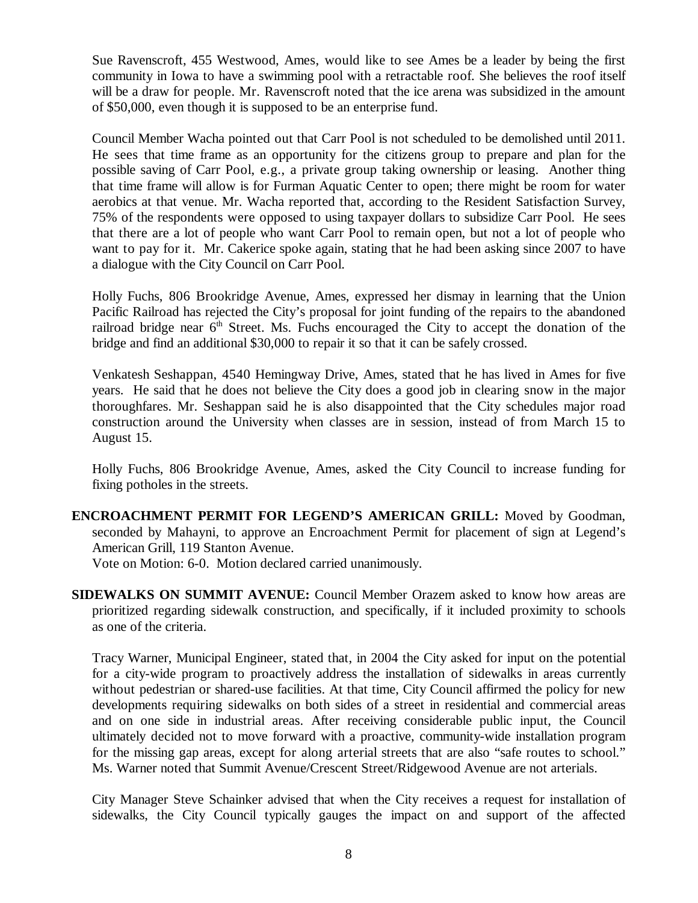Sue Ravenscroft, 455 Westwood, Ames, would like to see Ames be a leader by being the first community in Iowa to have a swimming pool with a retractable roof. She believes the roof itself will be a draw for people. Mr. Ravenscroft noted that the ice arena was subsidized in the amount of $50,000, even though it is supposed to be an enterprise fund.

Council Member Wacha pointed out that Carr Pool is not scheduled to be demolished until 2011. He sees that time frame as an opportunity for the citizens group to prepare and plan for the possible saving of Carr Pool, e.g., a private group taking ownership or leasing. Another thing that time frame will allow is for Furman Aquatic Center to open; there might be room for water aerobics at that venue. Mr. Wacha reported that, according to the Resident Satisfaction Survey, 75% of the respondents were opposed to using taxpayer dollars to subsidize Carr Pool. He sees that there are a lot of people who want Carr Pool to remain open, but not a lot of people who want to pay for it. Mr. Cakerice spoke again, stating that he had been asking since 2007 to have a dialogue with the City Council on Carr Pool.

Holly Fuchs, 806 Brookridge Avenue, Ames, expressed her dismay in learning that the Union Pacific Railroad has rejected the City's proposal for joint funding of the repairs to the abandoned railroad bridge near 6th Street. Ms. Fuchs encouraged the City to accept the donation of the bridge and find an additional $30,000 to repair it so that it can be safely crossed.

Venkatesh Seshappan, 4540 Hemingway Drive, Ames, stated that he has lived in Ames for five years. He said that he does not believe the City does a good job in clearing snow in the major thoroughfares. Mr. Seshappan said he is also disappointed that the City schedules major road construction around the University when classes are in session, instead of from March 15 to August 15.

Holly Fuchs, 806 Brookridge Avenue, Ames, asked the City Council to increase funding for fixing potholes in the streets.

**ENCROACHMENT PERMIT FOR LEGEND'S AMERICAN GRILL:** Moved by Goodman, seconded by Mahayni, to approve an Encroachment Permit for placement of sign at Legend's American Grill, 119 Stanton Avenue.
Vote on Motion: 6-0. Motion declared carried unanimously.

**SIDEWALKS ON SUMMIT AVENUE:** Council Member Orazem asked to know how areas are prioritized regarding sidewalk construction, and specifically, if it included proximity to schools as one of the criteria.

Tracy Warner, Municipal Engineer, stated that, in 2004 the City asked for input on the potential for a city-wide program to proactively address the installation of sidewalks in areas currently without pedestrian or shared-use facilities. At that time, City Council affirmed the policy for new developments requiring sidewalks on both sides of a street in residential and commercial areas and on one side in industrial areas. After receiving considerable public input, the Council ultimately decided not to move forward with a proactive, community-wide installation program for the missing gap areas, except for along arterial streets that are also "safe routes to school." Ms. Warner noted that Summit Avenue/Crescent Street/Ridgewood Avenue are not arterials.

City Manager Steve Schainker advised that when the City receives a request for installation of sidewalks, the City Council typically gauges the impact on and support of the affected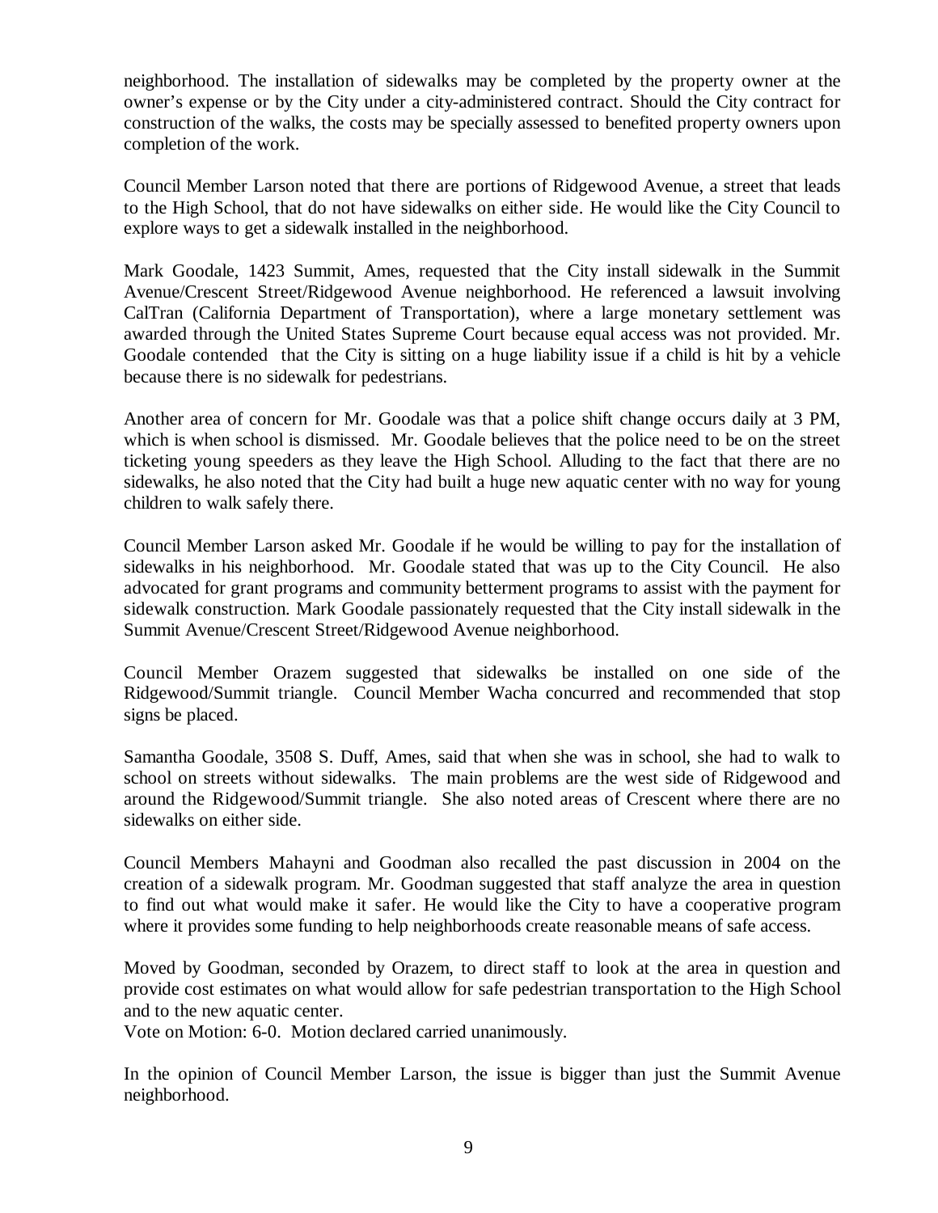neighborhood. The installation of sidewalks may be completed by the property owner at the owner's expense or by the City under a city-administered contract. Should the City contract for construction of the walks, the costs may be specially assessed to benefited property owners upon completion of the work.

Council Member Larson noted that there are portions of Ridgewood Avenue, a street that leads to the High School, that do not have sidewalks on either side. He would like the City Council to explore ways to get a sidewalk installed in the neighborhood.

Mark Goodale, 1423 Summit, Ames, requested that the City install sidewalk in the Summit Avenue/Crescent Street/Ridgewood Avenue neighborhood. He referenced a lawsuit involving CalTran (California Department of Transportation), where a large monetary settlement was awarded through the United States Supreme Court because equal access was not provided. Mr. Goodale contended that the City is sitting on a huge liability issue if a child is hit by a vehicle because there is no sidewalk for pedestrians.

Another area of concern for Mr. Goodale was that a police shift change occurs daily at 3 PM, which is when school is dismissed. Mr. Goodale believes that the police need to be on the street ticketing young speeders as they leave the High School. Alluding to the fact that there are no sidewalks, he also noted that the City had built a huge new aquatic center with no way for young children to walk safely there.

Council Member Larson asked Mr. Goodale if he would be willing to pay for the installation of sidewalks in his neighborhood. Mr. Goodale stated that was up to the City Council. He also advocated for grant programs and community betterment programs to assist with the payment for sidewalk construction. Mark Goodale passionately requested that the City install sidewalk in the Summit Avenue/Crescent Street/Ridgewood Avenue neighborhood.

Council Member Orazem suggested that sidewalks be installed on one side of the Ridgewood/Summit triangle. Council Member Wacha concurred and recommended that stop signs be placed.

Samantha Goodale, 3508 S. Duff, Ames, said that when she was in school, she had to walk to school on streets without sidewalks. The main problems are the west side of Ridgewood and around the Ridgewood/Summit triangle. She also noted areas of Crescent where there are no sidewalks on either side.

Council Members Mahayni and Goodman also recalled the past discussion in 2004 on the creation of a sidewalk program. Mr. Goodman suggested that staff analyze the area in question to find out what would make it safer. He would like the City to have a cooperative program where it provides some funding to help neighborhoods create reasonable means of safe access.

Moved by Goodman, seconded by Orazem, to direct staff to look at the area in question and provide cost estimates on what would allow for safe pedestrian transportation to the High School and to the new aquatic center.
Vote on Motion: 6-0. Motion declared carried unanimously.

In the opinion of Council Member Larson, the issue is bigger than just the Summit Avenue neighborhood.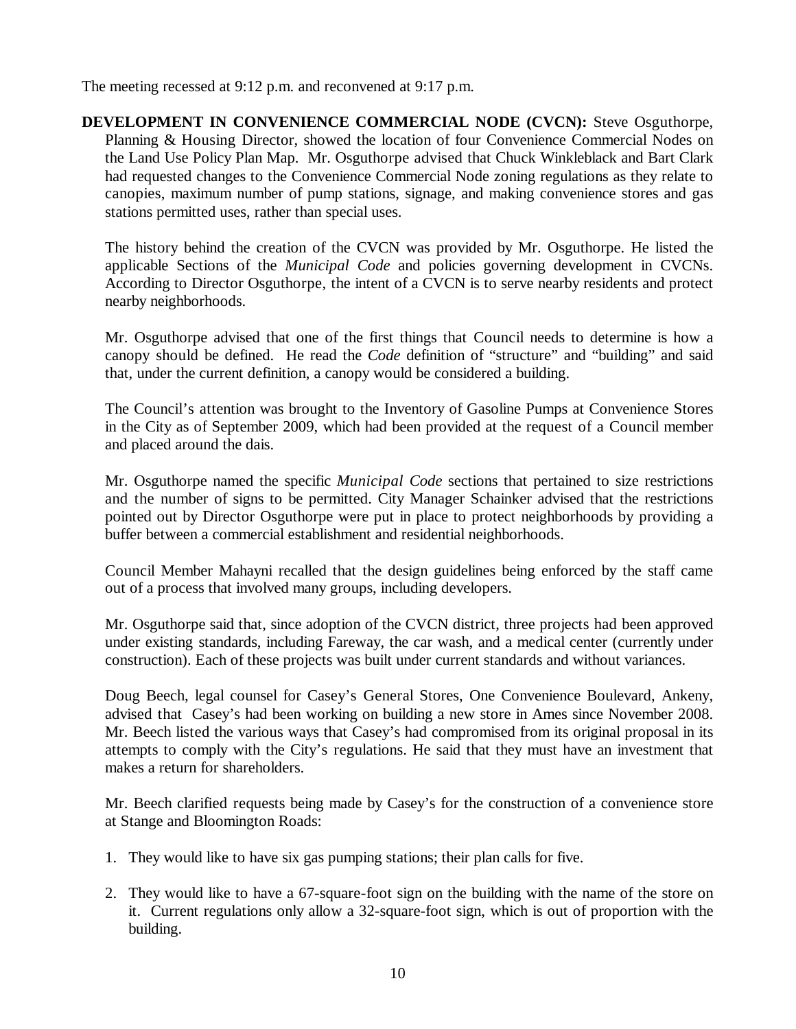The meeting recessed at 9:12 p.m. and reconvened at 9:17 p.m.

**DEVELOPMENT IN CONVENIENCE COMMERCIAL NODE (CVCN):** Steve Osguthorpe, Planning & Housing Director, showed the location of four Convenience Commercial Nodes on the Land Use Policy Plan Map. Mr. Osguthorpe advised that Chuck Winkleblack and Bart Clark had requested changes to the Convenience Commercial Node zoning regulations as they relate to canopies, maximum number of pump stations, signage, and making convenience stores and gas stations permitted uses, rather than special uses.

The history behind the creation of the CVCN was provided by Mr. Osguthorpe. He listed the applicable Sections of the *Municipal Code* and policies governing development in CVCNs. According to Director Osguthorpe, the intent of a CVCN is to serve nearby residents and protect nearby neighborhoods.

Mr. Osguthorpe advised that one of the first things that Council needs to determine is how a canopy should be defined. He read the *Code* definition of "structure" and "building" and said that, under the current definition, a canopy would be considered a building.

The Council's attention was brought to the Inventory of Gasoline Pumps at Convenience Stores in the City as of September 2009, which had been provided at the request of a Council member and placed around the dais.

Mr. Osguthorpe named the specific *Municipal Code* sections that pertained to size restrictions and the number of signs to be permitted. City Manager Schainker advised that the restrictions pointed out by Director Osguthorpe were put in place to protect neighborhoods by providing a buffer between a commercial establishment and residential neighborhoods.

Council Member Mahayni recalled that the design guidelines being enforced by the staff came out of a process that involved many groups, including developers.

Mr. Osguthorpe said that, since adoption of the CVCN district, three projects had been approved under existing standards, including Fareway, the car wash, and a medical center (currently under construction). Each of these projects was built under current standards and without variances.

Doug Beech, legal counsel for Casey's General Stores, One Convenience Boulevard, Ankeny, advised that Casey's had been working on building a new store in Ames since November 2008. Mr. Beech listed the various ways that Casey's had compromised from its original proposal in its attempts to comply with the City's regulations. He said that they must have an investment that makes a return for shareholders.

Mr. Beech clarified requests being made by Casey's for the construction of a convenience store at Stange and Bloomington Roads:

1. They would like to have six gas pumping stations; their plan calls for five.
2. They would like to have a 67-square-foot sign on the building with the name of the store on it. Current regulations only allow a 32-square-foot sign, which is out of proportion with the building.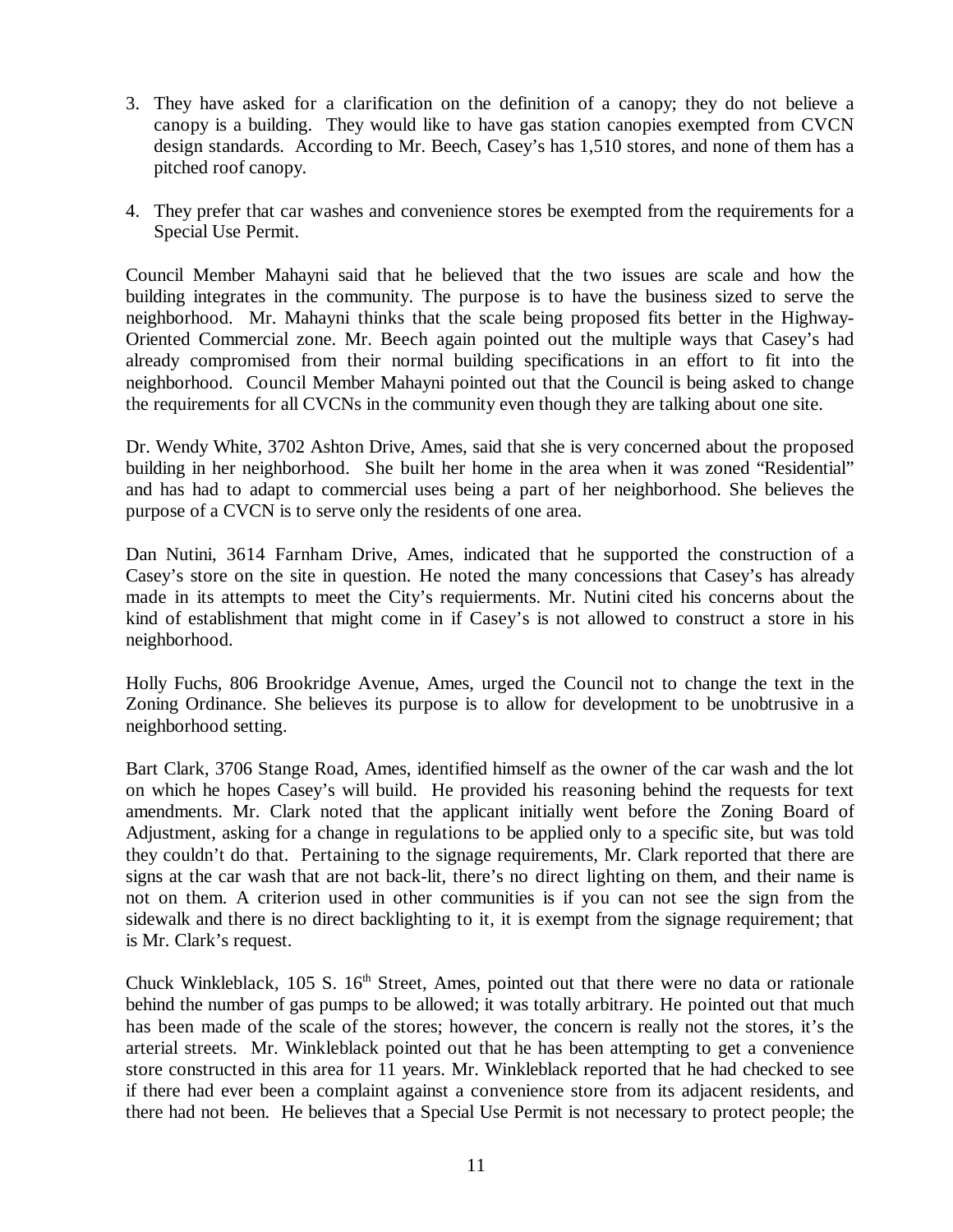3. They have asked for a clarification on the definition of a canopy; they do not believe a canopy is a building. They would like to have gas station canopies exempted from CVCN design standards. According to Mr. Beech, Casey's has 1,510 stores, and none of them has a pitched roof canopy.

4. They prefer that car washes and convenience stores be exempted from the requirements for a Special Use Permit.

Council Member Mahayni said that he believed that the two issues are scale and how the building integrates in the community. The purpose is to have the business sized to serve the neighborhood. Mr. Mahayni thinks that the scale being proposed fits better in the Highway-Oriented Commercial zone. Mr. Beech again pointed out the multiple ways that Casey's had already compromised from their normal building specifications in an effort to fit into the neighborhood. Council Member Mahayni pointed out that the Council is being asked to change the requirements for all CVCNs in the community even though they are talking about one site.

Dr. Wendy White, 3702 Ashton Drive, Ames, said that she is very concerned about the proposed building in her neighborhood. She built her home in the area when it was zoned "Residential" and has had to adapt to commercial uses being a part of her neighborhood. She believes the purpose of a CVCN is to serve only the residents of one area.

Dan Nutini, 3614 Farnham Drive, Ames, indicated that he supported the construction of a Casey's store on the site in question. He noted the many concessions that Casey's has already made in its attempts to meet the City's requierments. Mr. Nutini cited his concerns about the kind of establishment that might come in if Casey's is not allowed to construct a store in his neighborhood.

Holly Fuchs, 806 Brookridge Avenue, Ames, urged the Council not to change the text in the Zoning Ordinance. She believes its purpose is to allow for development to be unobtrusive in a neighborhood setting.

Bart Clark, 3706 Stange Road, Ames, identified himself as the owner of the car wash and the lot on which he hopes Casey's will build. He provided his reasoning behind the requests for text amendments. Mr. Clark noted that the applicant initially went before the Zoning Board of Adjustment, asking for a change in regulations to be applied only to a specific site, but was told they couldn't do that. Pertaining to the signage requirements, Mr. Clark reported that there are signs at the car wash that are not back-lit, there's no direct lighting on them, and their name is not on them. A criterion used in other communities is if you can not see the sign from the sidewalk and there is no direct backlighting to it, it is exempt from the signage requirement; that is Mr. Clark's request.

Chuck Winkleblack, 105 S. 16th Street, Ames, pointed out that there were no data or rationale behind the number of gas pumps to be allowed; it was totally arbitrary. He pointed out that much has been made of the scale of the stores; however, the concern is really not the stores, it's the arterial streets. Mr. Winkleblack pointed out that he has been attempting to get a convenience store constructed in this area for 11 years. Mr. Winkleblack reported that he had checked to see if there had ever been a complaint against a convenience store from its adjacent residents, and there had not been. He believes that a Special Use Permit is not necessary to protect people; the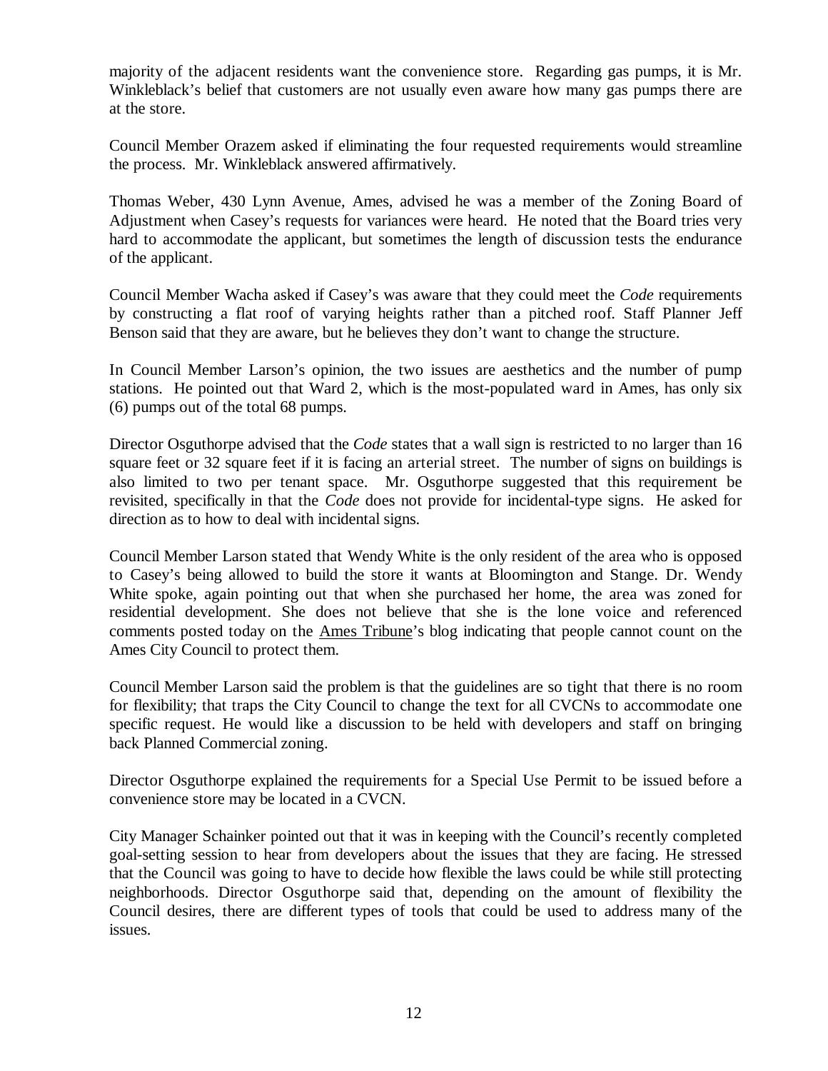majority of the adjacent residents want the convenience store. Regarding gas pumps, it is Mr. Winkleblack's belief that customers are not usually even aware how many gas pumps there are at the store.

Council Member Orazem asked if eliminating the four requested requirements would streamline the process. Mr. Winkleblack answered affirmatively.

Thomas Weber, 430 Lynn Avenue, Ames, advised he was a member of the Zoning Board of Adjustment when Casey's requests for variances were heard. He noted that the Board tries very hard to accommodate the applicant, but sometimes the length of discussion tests the endurance of the applicant.

Council Member Wacha asked if Casey's was aware that they could meet the *Code* requirements by constructing a flat roof of varying heights rather than a pitched roof. Staff Planner Jeff Benson said that they are aware, but he believes they don't want to change the structure.

In Council Member Larson's opinion, the two issues are aesthetics and the number of pump stations. He pointed out that Ward 2, which is the most-populated ward in Ames, has only six (6) pumps out of the total 68 pumps.

Director Osguthorpe advised that the *Code* states that a wall sign is restricted to no larger than 16 square feet or 32 square feet if it is facing an arterial street. The number of signs on buildings is also limited to two per tenant space. Mr. Osguthorpe suggested that this requirement be revisited, specifically in that the *Code* does not provide for incidental-type signs. He asked for direction as to how to deal with incidental signs.

Council Member Larson stated that Wendy White is the only resident of the area who is opposed to Casey's being allowed to build the store it wants at Bloomington and Stange. Dr. Wendy White spoke, again pointing out that when she purchased her home, the area was zoned for residential development. She does not believe that she is the lone voice and referenced comments posted today on the Ames Tribune's blog indicating that people cannot count on the Ames City Council to protect them.

Council Member Larson said the problem is that the guidelines are so tight that there is no room for flexibility; that traps the City Council to change the text for all CVCNs to accommodate one specific request. He would like a discussion to be held with developers and staff on bringing back Planned Commercial zoning.

Director Osguthorpe explained the requirements for a Special Use Permit to be issued before a convenience store may be located in a CVCN.

City Manager Schainker pointed out that it was in keeping with the Council's recently completed goal-setting session to hear from developers about the issues that they are facing. He stressed that the Council was going to have to decide how flexible the laws could be while still protecting neighborhoods. Director Osguthorpe said that, depending on the amount of flexibility the Council desires, there are different types of tools that could be used to address many of the issues.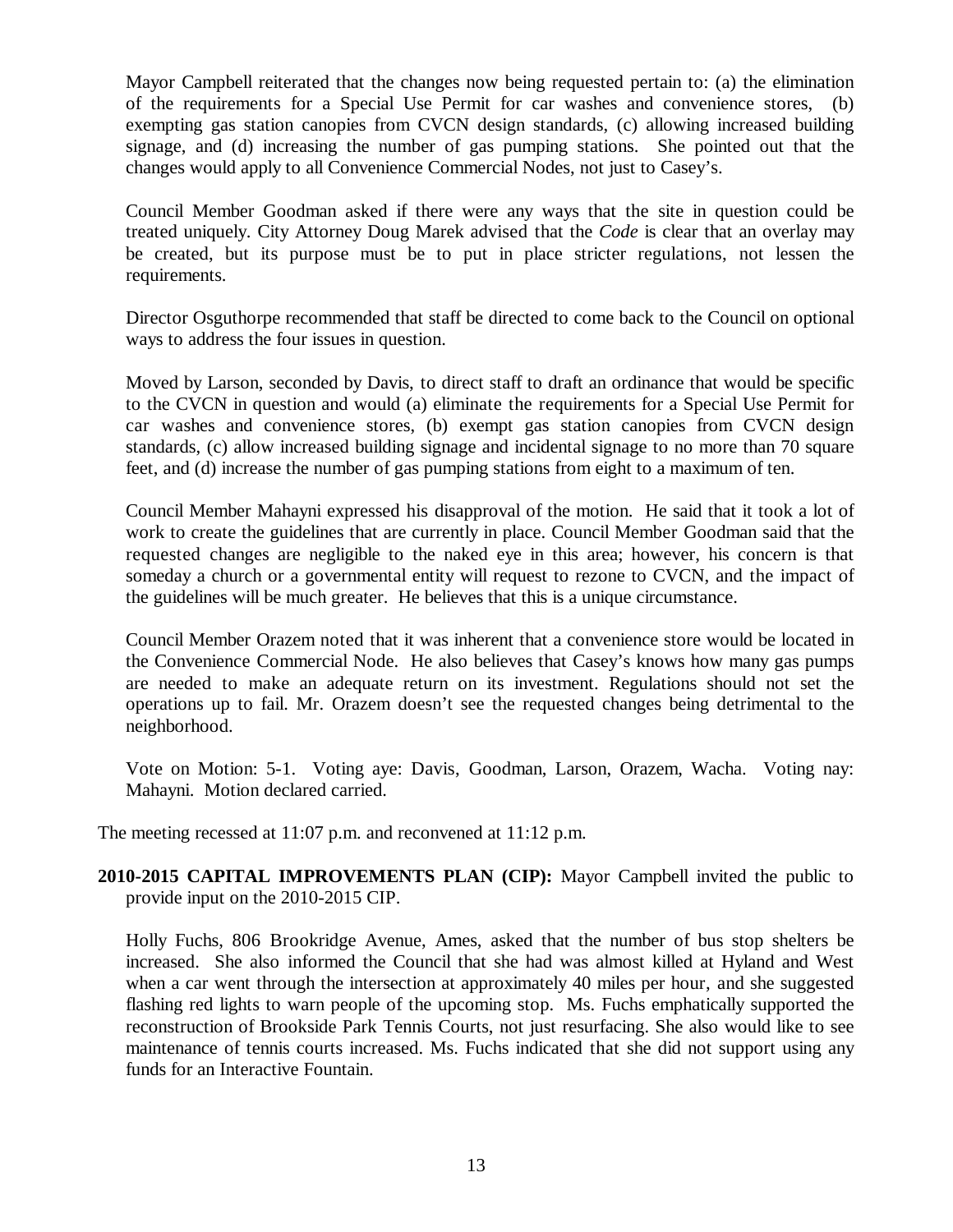Mayor Campbell reiterated that the changes now being requested pertain to: (a) the elimination of the requirements for a Special Use Permit for car washes and convenience stores, (b) exempting gas station canopies from CVCN design standards, (c) allowing increased building signage, and (d) increasing the number of gas pumping stations. She pointed out that the changes would apply to all Convenience Commercial Nodes, not just to Casey's.

Council Member Goodman asked if there were any ways that the site in question could be treated uniquely. City Attorney Doug Marek advised that the *Code* is clear that an overlay may be created, but its purpose must be to put in place stricter regulations, not lessen the requirements.

Director Osguthorpe recommended that staff be directed to come back to the Council on optional ways to address the four issues in question.

Moved by Larson, seconded by Davis, to direct staff to draft an ordinance that would be specific to the CVCN in question and would (a) eliminate the requirements for a Special Use Permit for car washes and convenience stores, (b) exempt gas station canopies from CVCN design standards, (c) allow increased building signage and incidental signage to no more than 70 square feet, and (d) increase the number of gas pumping stations from eight to a maximum of ten.

Council Member Mahayni expressed his disapproval of the motion. He said that it took a lot of work to create the guidelines that are currently in place. Council Member Goodman said that the requested changes are negligible to the naked eye in this area; however, his concern is that someday a church or a governmental entity will request to rezone to CVCN, and the impact of the guidelines will be much greater. He believes that this is a unique circumstance.

Council Member Orazem noted that it was inherent that a convenience store would be located in the Convenience Commercial Node. He also believes that Casey's knows how many gas pumps are needed to make an adequate return on its investment. Regulations should not set the operations up to fail. Mr. Orazem doesn't see the requested changes being detrimental to the neighborhood.

Vote on Motion: 5-1. Voting aye: Davis, Goodman, Larson, Orazem, Wacha. Voting nay: Mahayni. Motion declared carried.

The meeting recessed at 11:07 p.m. and reconvened at 11:12 p.m.

**2010-2015 CAPITAL IMPROVEMENTS PLAN (CIP):** Mayor Campbell invited the public to provide input on the 2010-2015 CIP.

Holly Fuchs, 806 Brookridge Avenue, Ames, asked that the number of bus stop shelters be increased. She also informed the Council that she had was almost killed at Hyland and West when a car went through the intersection at approximately 40 miles per hour, and she suggested flashing red lights to warn people of the upcoming stop. Ms. Fuchs emphatically supported the reconstruction of Brookside Park Tennis Courts, not just resurfacing. She also would like to see maintenance of tennis courts increased. Ms. Fuchs indicated that she did not support using any funds for an Interactive Fountain.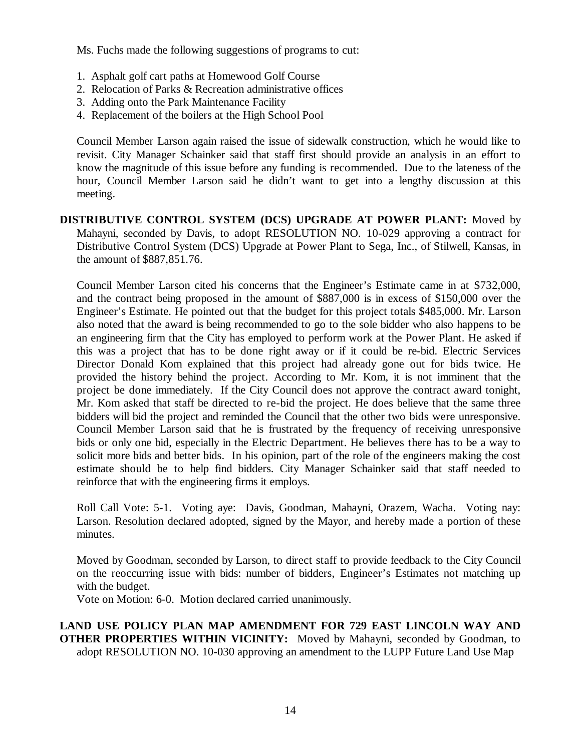Ms. Fuchs made the following suggestions of programs to cut:

1. Asphalt golf cart paths at Homewood Golf Course
2. Relocation of Parks & Recreation administrative offices
3. Adding onto the Park Maintenance Facility
4. Replacement of the boilers at the High School Pool

Council Member Larson again raised the issue of sidewalk construction, which he would like to revisit. City Manager Schainker said that staff first should provide an analysis in an effort to know the magnitude of this issue before any funding is recommended. Due to the lateness of the hour, Council Member Larson said he didn't want to get into a lengthy discussion at this meeting.

**DISTRIBUTIVE CONTROL SYSTEM (DCS) UPGRADE AT POWER PLANT:** Moved by Mahayni, seconded by Davis, to adopt RESOLUTION NO. 10-029 approving a contract for Distributive Control System (DCS) Upgrade at Power Plant to Sega, Inc., of Stilwell, Kansas, in the amount of $887,851.76.

Council Member Larson cited his concerns that the Engineer's Estimate came in at $732,000, and the contract being proposed in the amount of $887,000 is in excess of $150,000 over the Engineer's Estimate. He pointed out that the budget for this project totals $485,000. Mr. Larson also noted that the award is being recommended to go to the sole bidder who also happens to be an engineering firm that the City has employed to perform work at the Power Plant. He asked if this was a project that has to be done right away or if it could be re-bid. Electric Services Director Donald Kom explained that this project had already gone out for bids twice. He provided the history behind the project. According to Mr. Kom, it is not imminent that the project be done immediately. If the City Council does not approve the contract award tonight, Mr. Kom asked that staff be directed to re-bid the project. He does believe that the same three bidders will bid the project and reminded the Council that the other two bids were unresponsive. Council Member Larson said that he is frustrated by the frequency of receiving unresponsive bids or only one bid, especially in the Electric Department. He believes there has to be a way to solicit more bids and better bids. In his opinion, part of the role of the engineers making the cost estimate should be to help find bidders. City Manager Schainker said that staff needed to reinforce that with the engineering firms it employs.

Roll Call Vote: 5-1. Voting aye: Davis, Goodman, Mahayni, Orazem, Wacha. Voting nay: Larson. Resolution declared adopted, signed by the Mayor, and hereby made a portion of these minutes.

Moved by Goodman, seconded by Larson, to direct staff to provide feedback to the City Council on the reoccurring issue with bids: number of bidders, Engineer's Estimates not matching up with the budget.
Vote on Motion: 6-0. Motion declared carried unanimously.

**LAND USE POLICY PLAN MAP AMENDMENT FOR 729 EAST LINCOLN WAY AND OTHER PROPERTIES WITHIN VICINITY:** Moved by Mahayni, seconded by Goodman, to adopt RESOLUTION NO. 10-030 approving an amendment to the LUPP Future Land Use Map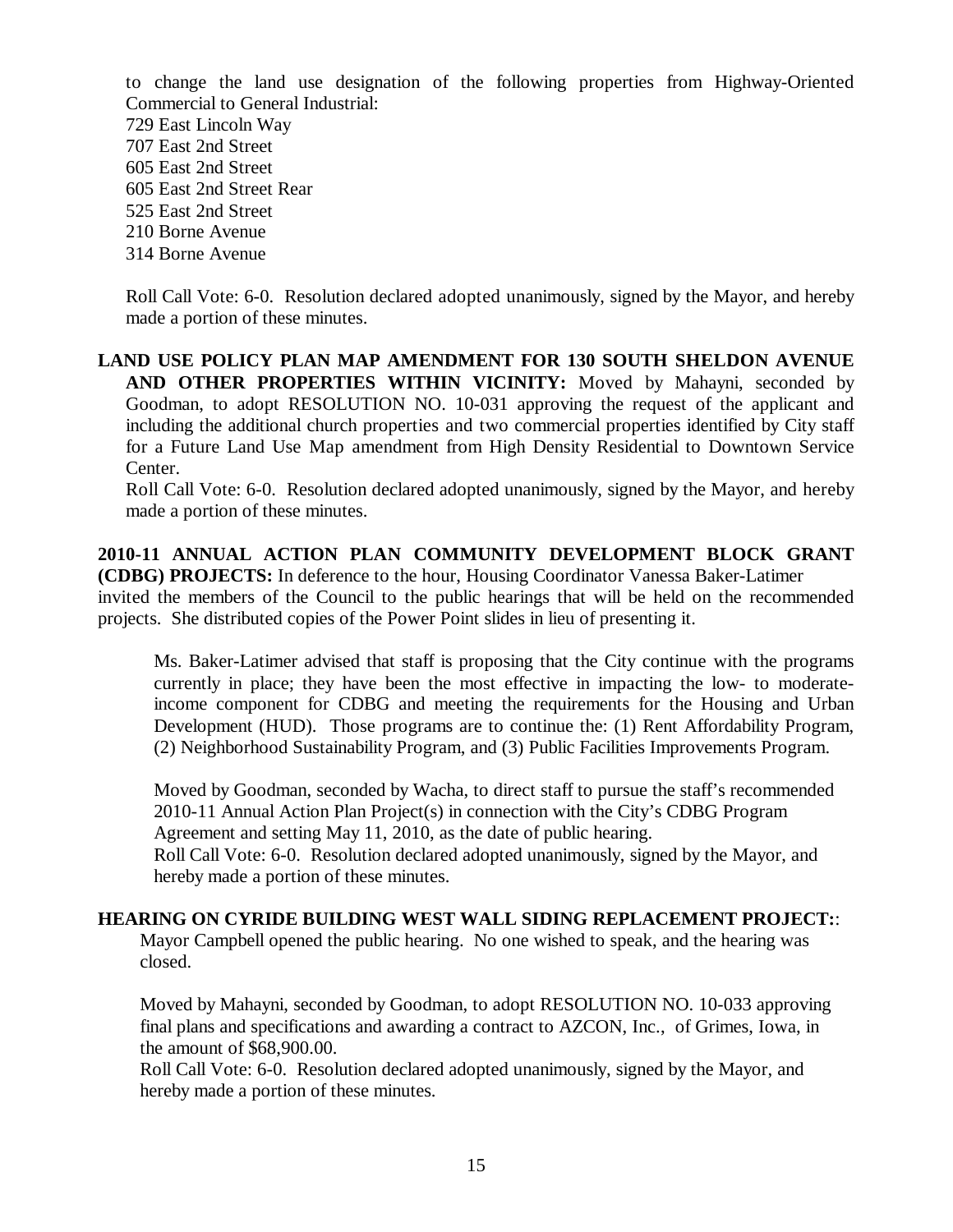to change the land use designation of the following properties from Highway-Oriented Commercial to General Industrial:
729 East Lincoln Way
707 East 2nd Street
605 East 2nd Street
605 East 2nd Street Rear
525 East 2nd Street
210 Borne Avenue
314 Borne Avenue

Roll Call Vote: 6-0. Resolution declared adopted unanimously, signed by the Mayor, and hereby made a portion of these minutes.

**LAND USE POLICY PLAN MAP AMENDMENT FOR 130 SOUTH SHELDON AVENUE AND OTHER PROPERTIES WITHIN VICINITY:** Moved by Mahayni, seconded by Goodman, to adopt RESOLUTION NO. 10-031 approving the request of the applicant and including the additional church properties and two commercial properties identified by City staff for a Future Land Use Map amendment from High Density Residential to Downtown Service Center.
Roll Call Vote: 6-0. Resolution declared adopted unanimously, signed by the Mayor, and hereby made a portion of these minutes.

**2010-11 ANNUAL ACTION PLAN COMMUNITY DEVELOPMENT BLOCK GRANT (CDBG) PROJECTS:** In deference to the hour, Housing Coordinator Vanessa Baker-Latimer invited the members of the Council to the public hearings that will be held on the recommended projects. She distributed copies of the Power Point slides in lieu of presenting it.

Ms. Baker-Latimer advised that staff is proposing that the City continue with the programs currently in place; they have been the most effective in impacting the low- to moderate-income component for CDBG and meeting the requirements for the Housing and Urban Development (HUD). Those programs are to continue the: (1) Rent Affordability Program, (2) Neighborhood Sustainability Program, and (3) Public Facilities Improvements Program.

Moved by Goodman, seconded by Wacha, to direct staff to pursue the staff's recommended 2010-11 Annual Action Plan Project(s) in connection with the City's CDBG Program Agreement and setting May 11, 2010, as the date of public hearing.
Roll Call Vote: 6-0. Resolution declared adopted unanimously, signed by the Mayor, and hereby made a portion of these minutes.

**HEARING ON CYRIDE BUILDING WEST WALL SIDING REPLACEMENT PROJECT:**:
Mayor Campbell opened the public hearing. No one wished to speak, and the hearing was closed.

Moved by Mahayni, seconded by Goodman, to adopt RESOLUTION NO. 10-033 approving final plans and specifications and awarding a contract to AZCON, Inc., of Grimes, Iowa, in the amount of $68,900.00.
Roll Call Vote: 6-0. Resolution declared adopted unanimously, signed by the Mayor, and hereby made a portion of these minutes.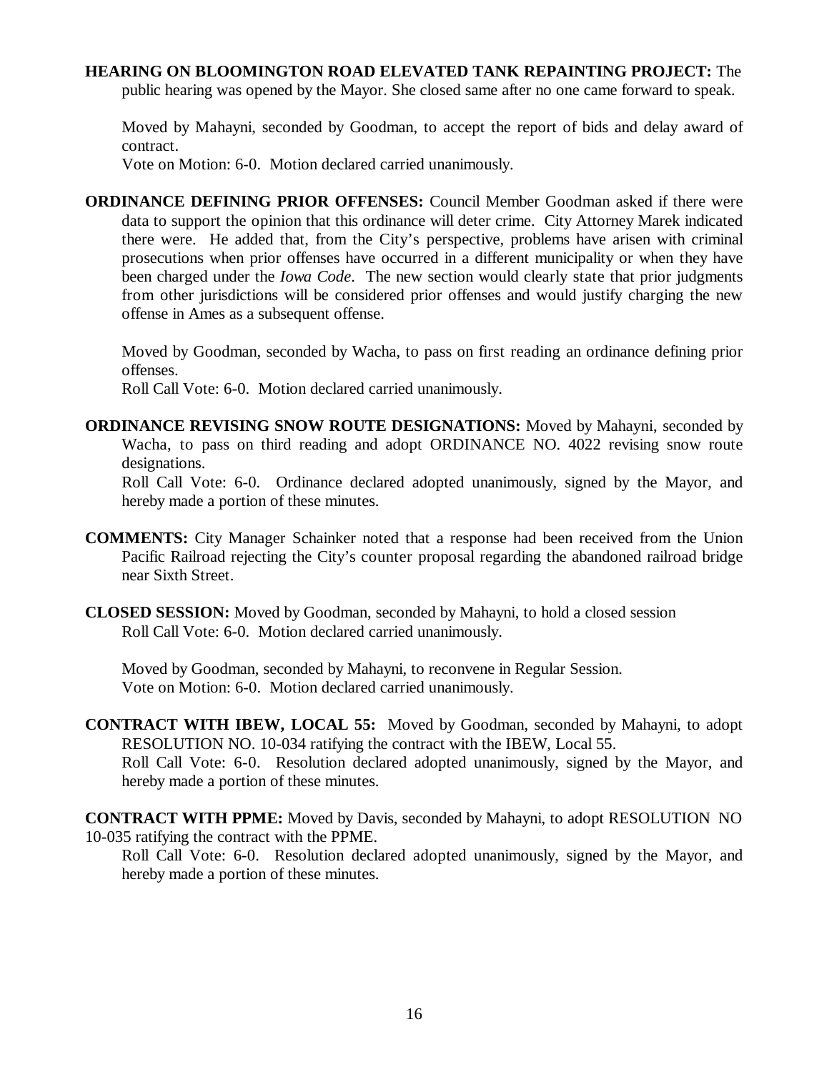**HEARING ON BLOOMINGTON ROAD ELEVATED TANK REPAINTING PROJECT:** The public hearing was opened by the Mayor. She closed same after no one came forward to speak.

Moved by Mahayni, seconded by Goodman, to accept the report of bids and delay award of contract.
Vote on Motion: 6-0. Motion declared carried unanimously.

**ORDINANCE DEFINING PRIOR OFFENSES:** Council Member Goodman asked if there were data to support the opinion that this ordinance will deter crime. City Attorney Marek indicated there were. He added that, from the City's perspective, problems have arisen with criminal prosecutions when prior offenses have occurred in a different municipality or when they have been charged under the *Iowa Code*. The new section would clearly state that prior judgments from other jurisdictions will be considered prior offenses and would justify charging the new offense in Ames as a subsequent offense.

Moved by Goodman, seconded by Wacha, to pass on first reading an ordinance defining prior offenses.
Roll Call Vote: 6-0. Motion declared carried unanimously.

**ORDINANCE REVISING SNOW ROUTE DESIGNATIONS:** Moved by Mahayni, seconded by Wacha, to pass on third reading and adopt ORDINANCE NO. 4022 revising snow route designations.
Roll Call Vote: 6-0. Ordinance declared adopted unanimously, signed by the Mayor, and hereby made a portion of these minutes.

**COMMENTS:** City Manager Schainker noted that a response had been received from the Union Pacific Railroad rejecting the City's counter proposal regarding the abandoned railroad bridge near Sixth Street.

**CLOSED SESSION:** Moved by Goodman, seconded by Mahayni, to hold a closed session
Roll Call Vote: 6-0. Motion declared carried unanimously.

Moved by Goodman, seconded by Mahayni, to reconvene in Regular Session.
Vote on Motion: 6-0. Motion declared carried unanimously.

**CONTRACT WITH IBEW, LOCAL 55:** Moved by Goodman, seconded by Mahayni, to adopt RESOLUTION NO. 10-034 ratifying the contract with the IBEW, Local 55.
Roll Call Vote: 6-0. Resolution declared adopted unanimously, signed by the Mayor, and hereby made a portion of these minutes.

**CONTRACT WITH PPME:** Moved by Davis, seconded by Mahayni, to adopt RESOLUTION NO 10-035 ratifying the contract with the PPME.
Roll Call Vote: 6-0. Resolution declared adopted unanimously, signed by the Mayor, and hereby made a portion of these minutes.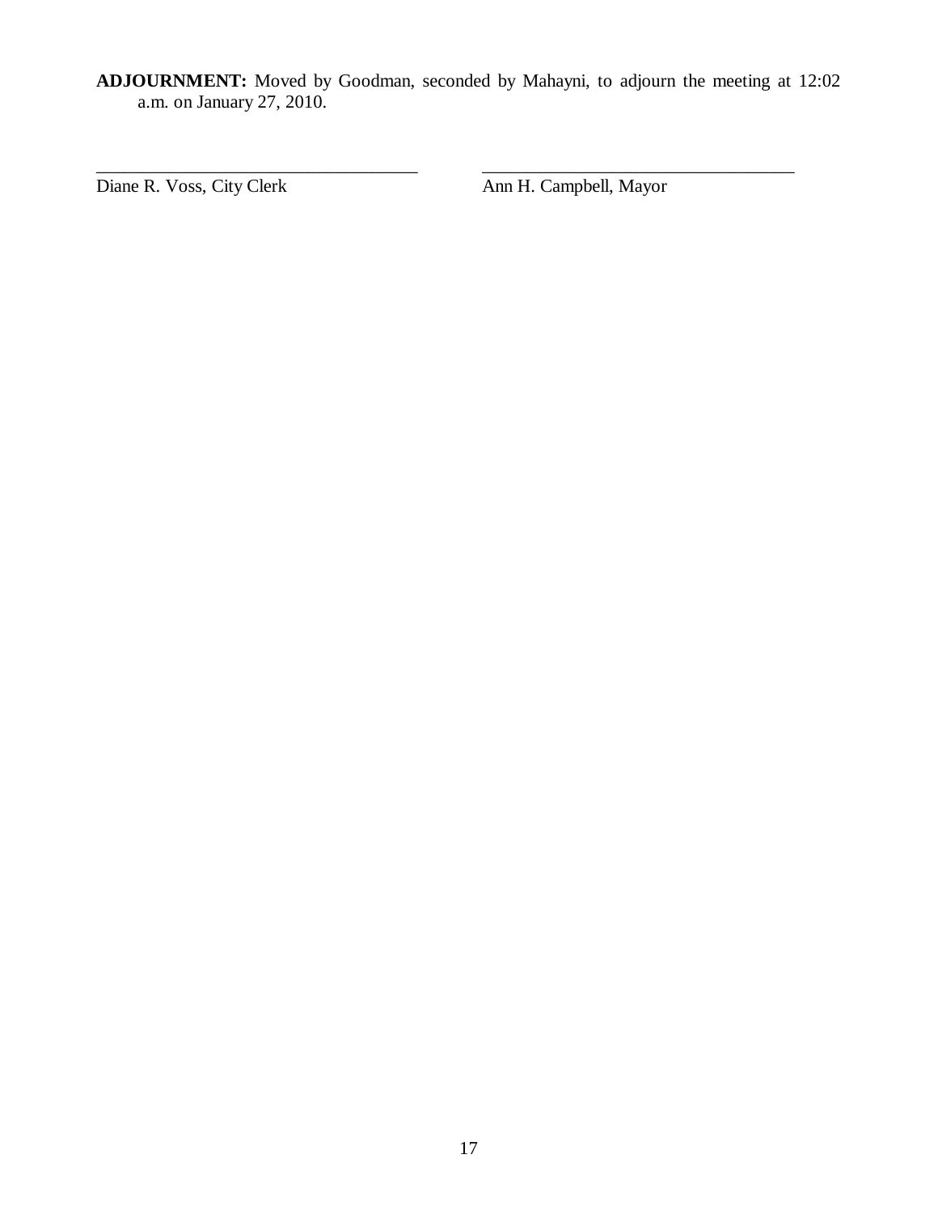**ADJOURNMENT:** Moved by Goodman, seconded by Mahayni, to adjourn the meeting at 12:02 a.m. on January 27, 2010.

| | |
|---|---|
| ___________________________________ | ___________________________________ |
| Diane R. Voss, City Clerk | Ann H. Campbell, Mayor |